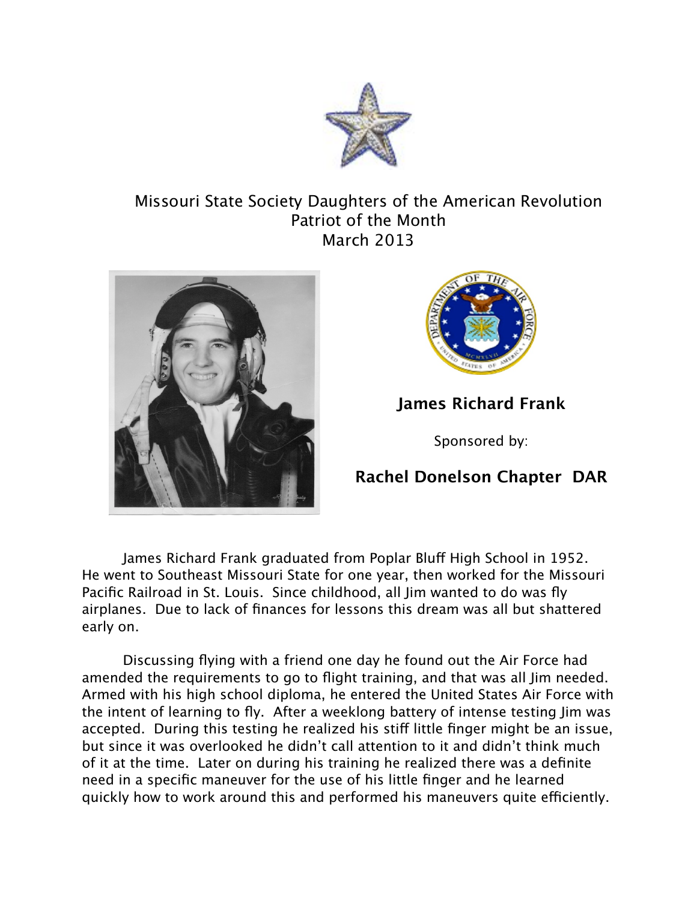# Missouri State Society Daughters of the American Revolution
## Patriot of the Month
## March 2013

**James Richard Frank**

Sponsored by:

**Rachel Donelson Chapter DAR**

James Richard Frank graduated from Poplar Bluff High School in 1952. He went to Southeast Missouri State for one year, then worked for the Missouri Pacific Railroad in St. Louis. Since childhood, all Jim wanted to do was fly airplanes. Due to lack of finances for lessons this dream was all but shattered early on.

Discussing flying with a friend one day he found out the Air Force had amended the requirements to go to flight training, and that was all Jim needed. Armed with his high school diploma, he entered the United States Air Force with the intent of learning to fly. After a weeklong battery of intense testing Jim was accepted. During this testing he realized his stiff little finger might be an issue, but since it was overlooked he didn't call attention to it and didn't think much of it at the time. Later on during his training he realized there was a definite need in a specific maneuver for the use of his little finger and he learned quickly how to work around this and performed his maneuvers quite efficiently.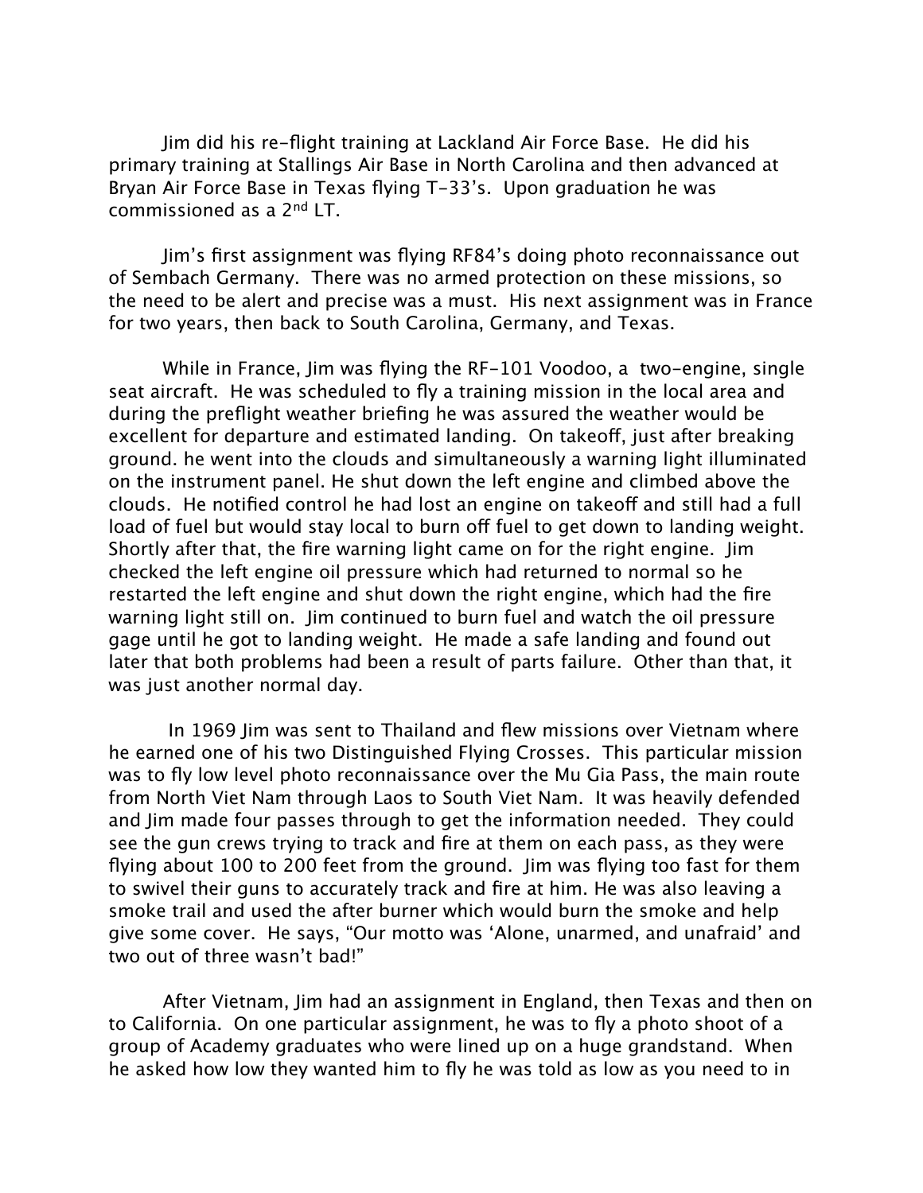Jim did his re-flight training at Lackland Air Force Base. He did his primary training at Stallings Air Base in North Carolina and then advanced at Bryan Air Force Base in Texas flying T-33's. Upon graduation he was commissioned as a 2nd LT.

Jim's first assignment was flying RF84's doing photo reconnaissance out of Sembach Germany. There was no armed protection on these missions, so the need to be alert and precise was a must. His next assignment was in France for two years, then back to South Carolina, Germany, and Texas.

While in France, Jim was flying the RF-101 Voodoo, a two-engine, single seat aircraft. He was scheduled to fly a training mission in the local area and during the preflight weather briefing he was assured the weather would be excellent for departure and estimated landing. On takeoff, just after breaking ground. he went into the clouds and simultaneously a warning light illuminated on the instrument panel. He shut down the left engine and climbed above the clouds. He notified control he had lost an engine on takeoff and still had a full load of fuel but would stay local to burn off fuel to get down to landing weight. Shortly after that, the fire warning light came on for the right engine. Jim checked the left engine oil pressure which had returned to normal so he restarted the left engine and shut down the right engine, which had the fire warning light still on. Jim continued to burn fuel and watch the oil pressure gage until he got to landing weight. He made a safe landing and found out later that both problems had been a result of parts failure. Other than that, it was just another normal day.

In 1969 Jim was sent to Thailand and flew missions over Vietnam where he earned one of his two Distinguished Flying Crosses. This particular mission was to fly low level photo reconnaissance over the Mu Gia Pass, the main route from North Viet Nam through Laos to South Viet Nam. It was heavily defended and Jim made four passes through to get the information needed. They could see the gun crews trying to track and fire at them on each pass, as they were flying about 100 to 200 feet from the ground. Jim was flying too fast for them to swivel their guns to accurately track and fire at him. He was also leaving a smoke trail and used the after burner which would burn the smoke and help give some cover. He says, "Our motto was 'Alone, unarmed, and unafraid' and two out of three wasn't bad!"

After Vietnam, Jim had an assignment in England, then Texas and then on to California. On one particular assignment, he was to fly a photo shoot of a group of Academy graduates who were lined up on a huge grandstand. When he asked how low they wanted him to fly he was told as low as you need to in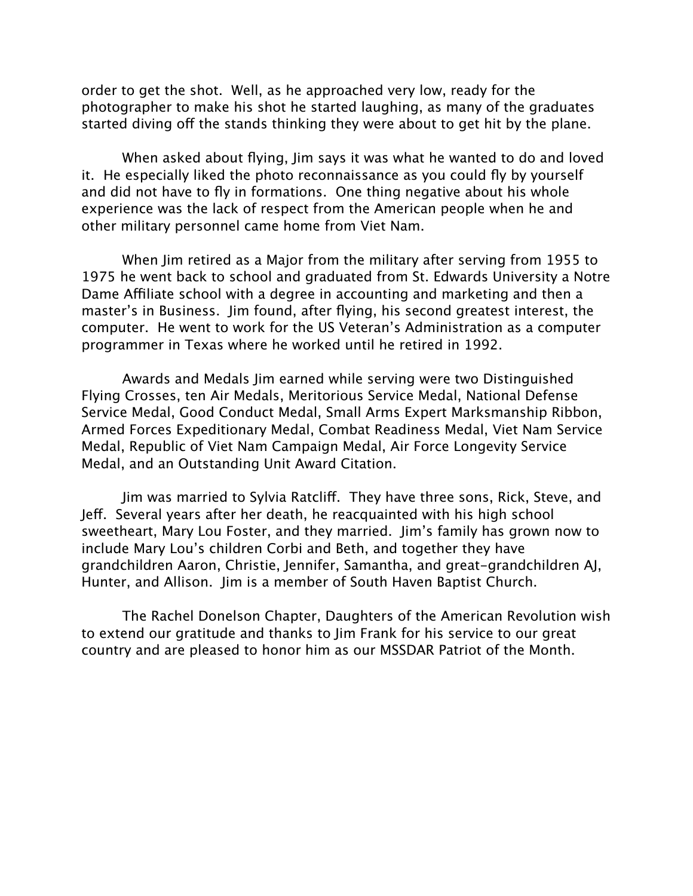order to get the shot. Well, as he approached very low, ready for the photographer to make his shot he started laughing, as many of the graduates started diving off the stands thinking they were about to get hit by the plane.

When asked about flying, Jim says it was what he wanted to do and loved it. He especially liked the photo reconnaissance as you could fly by yourself and did not have to fly in formations. One thing negative about his whole experience was the lack of respect from the American people when he and other military personnel came home from Viet Nam.

When Jim retired as a Major from the military after serving from 1955 to 1975 he went back to school and graduated from St. Edwards University a Notre Dame Affiliate school with a degree in accounting and marketing and then a master's in Business. Jim found, after flying, his second greatest interest, the computer. He went to work for the US Veteran's Administration as a computer programmer in Texas where he worked until he retired in 1992.

Awards and Medals Jim earned while serving were two Distinguished Flying Crosses, ten Air Medals, Meritorious Service Medal, National Defense Service Medal, Good Conduct Medal, Small Arms Expert Marksmanship Ribbon, Armed Forces Expeditionary Medal, Combat Readiness Medal, Viet Nam Service Medal, Republic of Viet Nam Campaign Medal, Air Force Longevity Service Medal, and an Outstanding Unit Award Citation.

Jim was married to Sylvia Ratcliff. They have three sons, Rick, Steve, and Jeff. Several years after her death, he reacquainted with his high school sweetheart, Mary Lou Foster, and they married. Jim's family has grown now to include Mary Lou's children Corbi and Beth, and together they have grandchildren Aaron, Christie, Jennifer, Samantha, and great-grandchildren AJ, Hunter, and Allison. Jim is a member of South Haven Baptist Church.

The Rachel Donelson Chapter, Daughters of the American Revolution wish to extend our gratitude and thanks to Jim Frank for his service to our great country and are pleased to honor him as our MSSDAR Patriot of the Month.